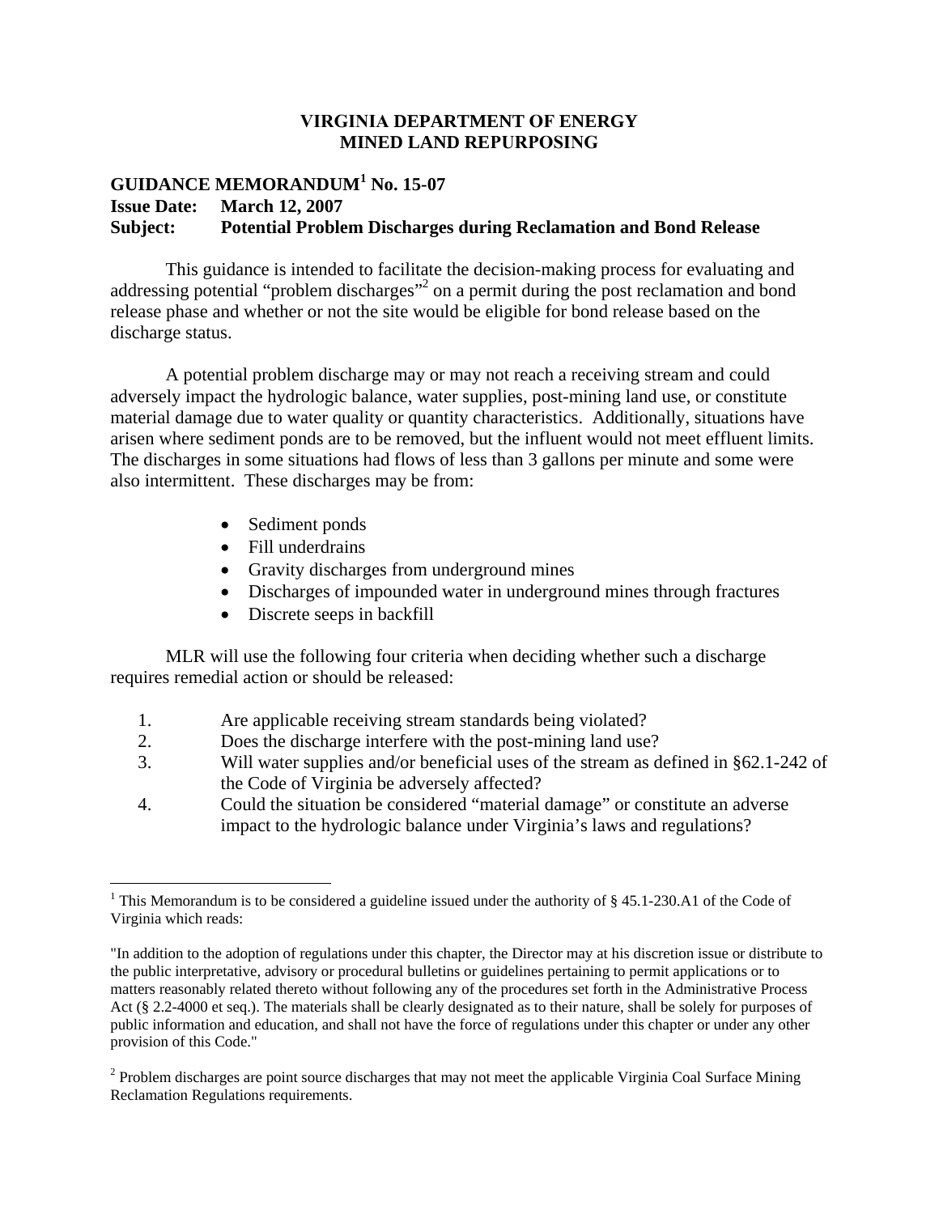# VIRGINIA DEPARTMENT OF ENERGY
# MINED LAND REPURPOSING

**GUIDANCE MEMORANDUM[1] No. 15-07**
**Issue Date: March 12, 2007**
**Subject: Potential Problem Discharges during Reclamation and Bond Release**

This guidance is intended to facilitate the decision-making process for evaluating and addressing potential "problem discharges"[2] on a permit during the post reclamation and bond release phase and whether or not the site would be eligible for bond release based on the discharge status.

A potential problem discharge may or may not reach a receiving stream and could adversely impact the hydrologic balance, water supplies, post-mining land use, or constitute material damage due to water quality or quantity characteristics. Additionally, situations have arisen where sediment ponds are to be removed, but the influent would not meet effluent limits. The discharges in some situations had flows of less than 3 gallons per minute and some were also intermittent. These discharges may be from:

- Sediment ponds
- Fill underdrains
- Gravity discharges from underground mines
- Discharges of impounded water in underground mines through fractures
- Discrete seeps in backfill

MLR will use the following four criteria when deciding whether such a discharge requires remedial action or should be released:

1. Are applicable receiving stream standards being violated?
2. Does the discharge interfere with the post-mining land use?
3. Will water supplies and/or beneficial uses of the stream as defined in §62.1-242 of the Code of Virginia be adversely affected?
4. Could the situation be considered "material damage" or constitute an adverse impact to the hydrologic balance under Virginia's laws and regulations?

---

[1] This Memorandum is to be considered a guideline issued under the authority of § 45.1-230.A1 of the Code of Virginia which reads:

"In addition to the adoption of regulations under this chapter, the Director may at his discretion issue or distribute to the public interpretative, advisory or procedural bulletins or guidelines pertaining to permit applications or to matters reasonably related thereto without following any of the procedures set forth in the Administrative Process Act (§ 2.2-4000 et seq.). The materials shall be clearly designated as to their nature, shall be solely for purposes of public information and education, and shall not have the force of regulations under this chapter or under any other provision of this Code."

[2] Problem discharges are point source discharges that may not meet the applicable Virginia Coal Surface Mining Reclamation Regulations requirements.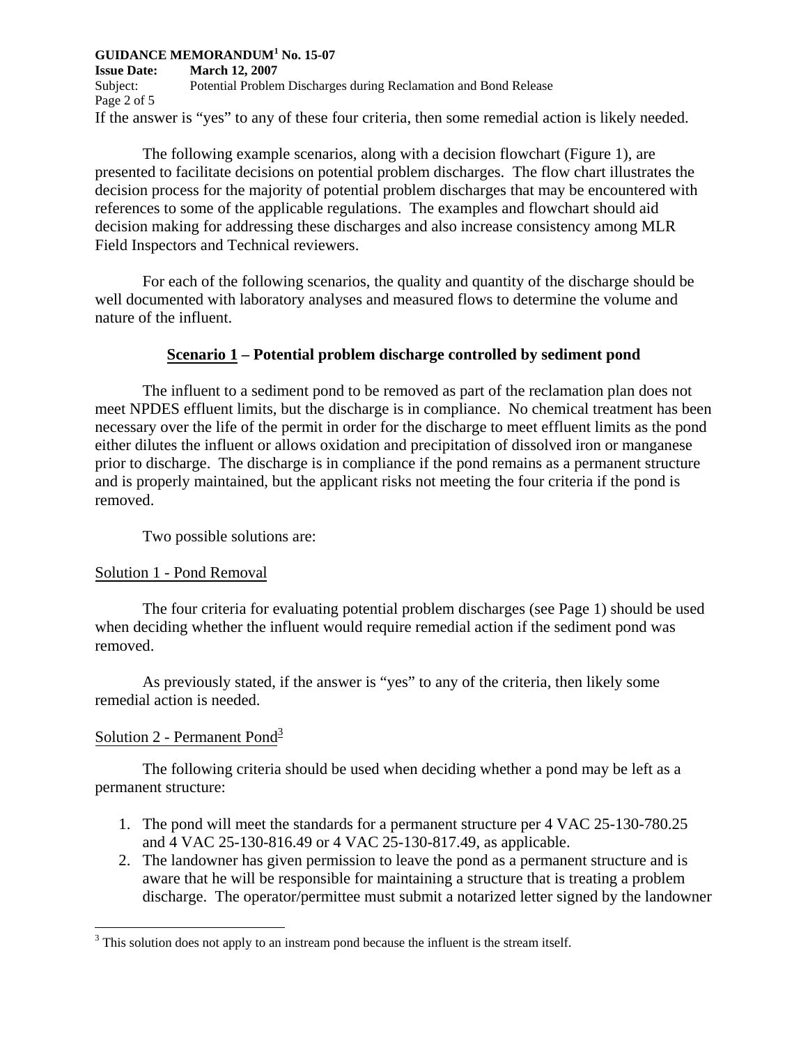If the answer is "yes" to any of these four criteria, then some remedial action is likely needed.

The following example scenarios, along with a decision flowchart (Figure 1), are presented to facilitate decisions on potential problem discharges. The flow chart illustrates the decision process for the majority of potential problem discharges that may be encountered with references to some of the applicable regulations. The examples and flowchart should aid decision making for addressing these discharges and also increase consistency among MLR Field Inspectors and Technical reviewers.

For each of the following scenarios, the quality and quantity of the discharge should be well documented with laboratory analyses and measured flows to determine the volume and nature of the influent.

### Scenario 1 – Potential problem discharge controlled by sediment pond

The influent to a sediment pond to be removed as part of the reclamation plan does not meet NPDES effluent limits, but the discharge is in compliance. No chemical treatment has been necessary over the life of the permit in order for the discharge to meet effluent limits as the pond either dilutes the influent or allows oxidation and precipitation of dissolved iron or manganese prior to discharge. The discharge is in compliance if the pond remains as a permanent structure and is properly maintained, but the applicant risks not meeting the four criteria if the pond is removed.

Two possible solutions are:

Solution 1 - Pond Removal

The four criteria for evaluating potential problem discharges (see Page 1) should be used when deciding whether the influent would require remedial action if the sediment pond was removed.

As previously stated, if the answer is "yes" to any of the criteria, then likely some remedial action is needed.

Solution 2 - Permanent Pond[3]

The following criteria should be used when deciding whether a pond may be left as a permanent structure:

1. The pond will meet the standards for a permanent structure per 4 VAC 25-130-780.25 and 4 VAC 25-130-816.49 or 4 VAC 25-130-817.49, as applicable.
2. The landowner has given permission to leave the pond as a permanent structure and is aware that he will be responsible for maintaining a structure that is treating a problem discharge. The operator/permittee must submit a notarized letter signed by the landowner

[3] This solution does not apply to an instream pond because the influent is the stream itself.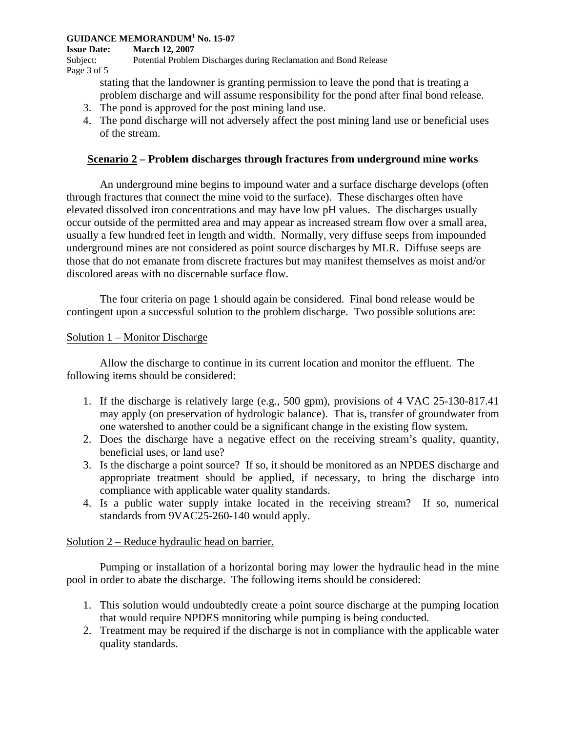stating that the landowner is granting permission to leave the pond that is treating a problem discharge and will assume responsibility for the pond after final bond release.

3. The pond is approved for the post mining land use.
4. The pond discharge will not adversely affect the post mining land use or beneficial uses of the stream.

## Scenario 2 – Problem discharges through fractures from underground mine works

An underground mine begins to impound water and a surface discharge develops (often through fractures that connect the mine void to the surface). These discharges often have elevated dissolved iron concentrations and may have low pH values. The discharges usually occur outside of the permitted area and may appear as increased stream flow over a small area, usually a few hundred feet in length and width. Normally, very diffuse seeps from impounded underground mines are not considered as point source discharges by MLR. Diffuse seeps are those that do not emanate from discrete fractures but may manifest themselves as moist and/or discolored areas with no discernable surface flow.

The four criteria on page 1 should again be considered. Final bond release would be contingent upon a successful solution to the problem discharge. Two possible solutions are:

Solution 1 – Monitor Discharge

Allow the discharge to continue in its current location and monitor the effluent. The following items should be considered:

1. If the discharge is relatively large (e.g., 500 gpm), provisions of 4 VAC 25-130-817.41 may apply (on preservation of hydrologic balance). That is, transfer of groundwater from one watershed to another could be a significant change in the existing flow system.
2. Does the discharge have a negative effect on the receiving stream's quality, quantity, beneficial uses, or land use?
3. Is the discharge a point source? If so, it should be monitored as an NPDES discharge and appropriate treatment should be applied, if necessary, to bring the discharge into compliance with applicable water quality standards.
4. Is a public water supply intake located in the receiving stream? If so, numerical standards from 9VAC25-260-140 would apply.

Solution 2 – Reduce hydraulic head on barrier.

Pumping or installation of a horizontal boring may lower the hydraulic head in the mine pool in order to abate the discharge. The following items should be considered:

1. This solution would undoubtedly create a point source discharge at the pumping location that would require NPDES monitoring while pumping is being conducted.
2. Treatment may be required if the discharge is not in compliance with the applicable water quality standards.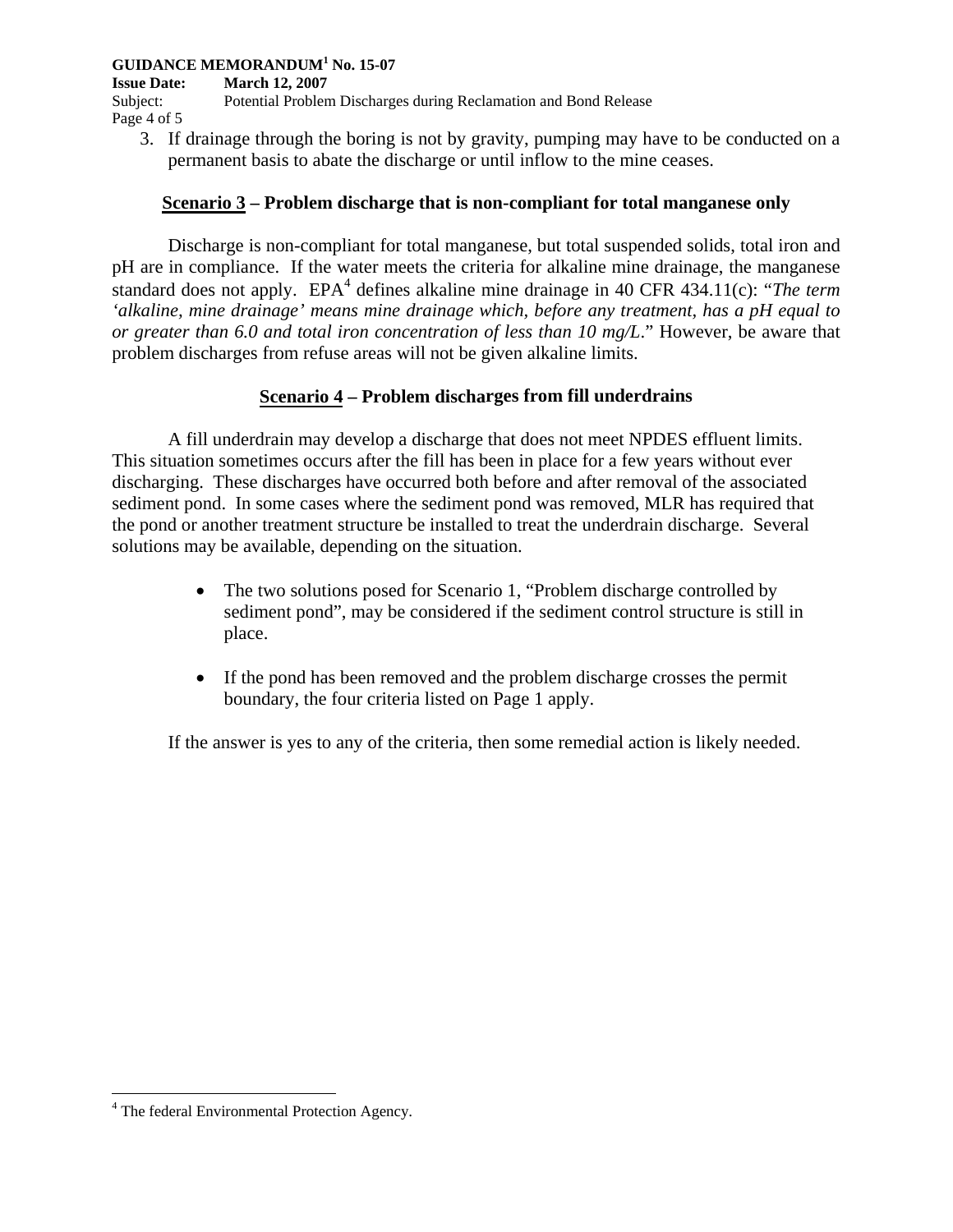3. If drainage through the boring is not by gravity, pumping may have to be conducted on a permanent basis to abate the discharge or until inflow to the mine ceases.

### Scenario 3 – Problem discharge that is non-compliant for total manganese only

Discharge is non-compliant for total manganese, but total suspended solids, total iron and pH are in compliance. If the water meets the criteria for alkaline mine drainage, the manganese standard does not apply. EPA[4] defines alkaline mine drainage in 40 CFR 434.11(c): "*The term 'alkaline, mine drainage' means mine drainage which, before any treatment, has a pH equal to or greater than 6.0 and total iron concentration of less than 10 mg/L*." However, be aware that problem discharges from refuse areas will not be given alkaline limits.

### Scenario 4 – Problem discharges from fill underdrains

A fill underdrain may develop a discharge that does not meet NPDES effluent limits. This situation sometimes occurs after the fill has been in place for a few years without ever discharging. These discharges have occurred both before and after removal of the associated sediment pond. In some cases where the sediment pond was removed, MLR has required that the pond or another treatment structure be installed to treat the underdrain discharge. Several solutions may be available, depending on the situation.

- The two solutions posed for Scenario 1, "Problem discharge controlled by sediment pond", may be considered if the sediment control structure is still in place.

- If the pond has been removed and the problem discharge crosses the permit boundary, the four criteria listed on Page 1 apply.

If the answer is yes to any of the criteria, then some remedial action is likely needed.

[4] The federal Environmental Protection Agency.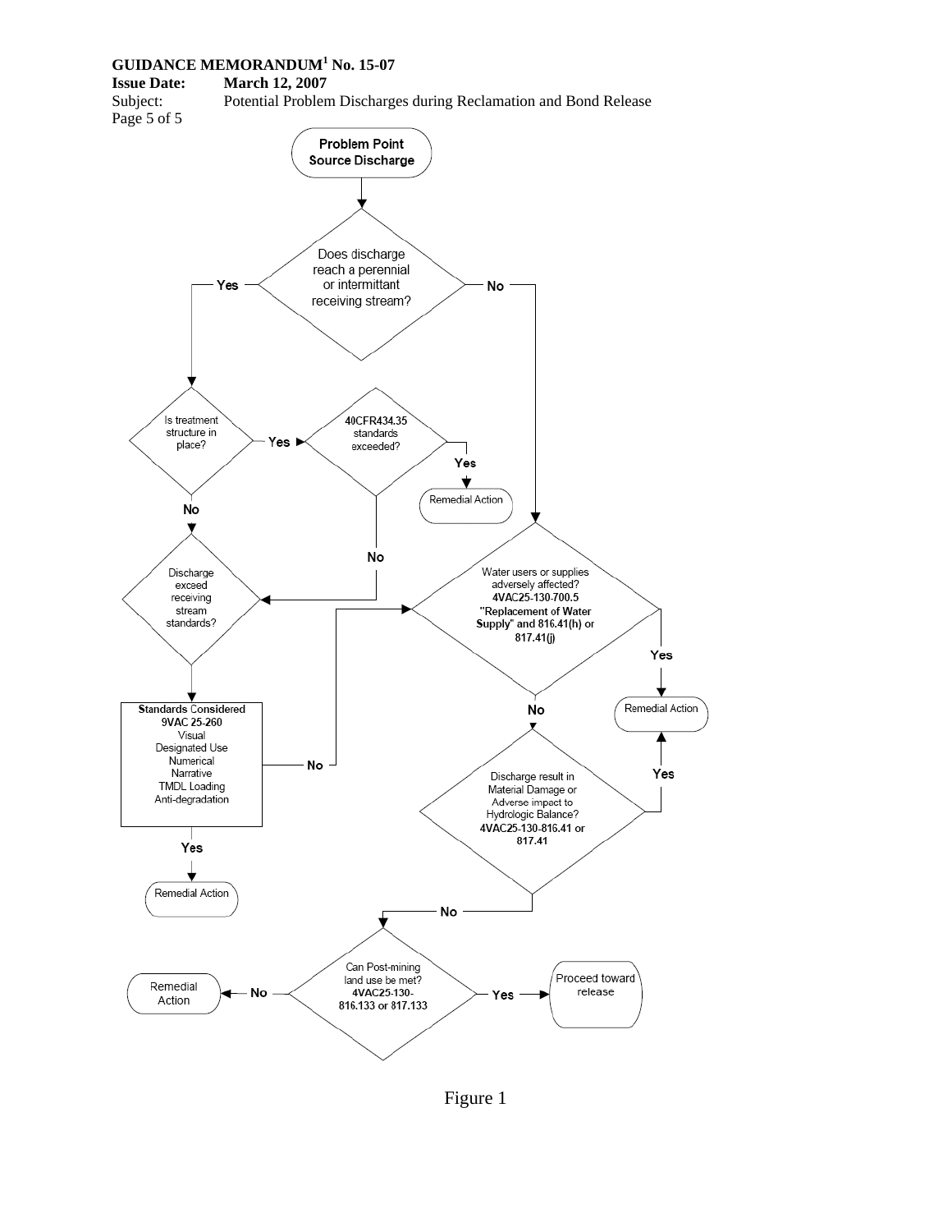**GUIDANCE MEMORANDUM[1] No. 15-07**
**Issue Date:** **March 12, 2007**
Subject: Potential Problem Discharges during Reclamation and Bond Release

Problem Point Source Discharge

Does discharge reach a perennial or intermittant receiving stream?

Yes

No

Is treatment structure in place?

Yes

No

40CFR434.35 standards exceeded?

Yes

No

Remedial Action

Discharge exceed receiving stream standards?

Standards Considered
9VAC 25-260
Visual
Designated Use
Numerical
Narrative
TMDL Loading
Anti-degradation

Yes

No

Remedial Action

Water users or supplies adversely affected?
4VAC25-130-700.5 "Replacement of Water Supply" and 816.41(h) or 817.41(j)

Yes

No

Remedial Action

Discharge result in Material Damage or Adverse impact to Hydrologic Balance?
4VAC25-130-816.41 or 817.41

Yes

No

Can Post-mining land use be met?
4VAC25-130-816.133 or 817.133

No

Remedial Action

Yes

Proceed toward release

Figure 1